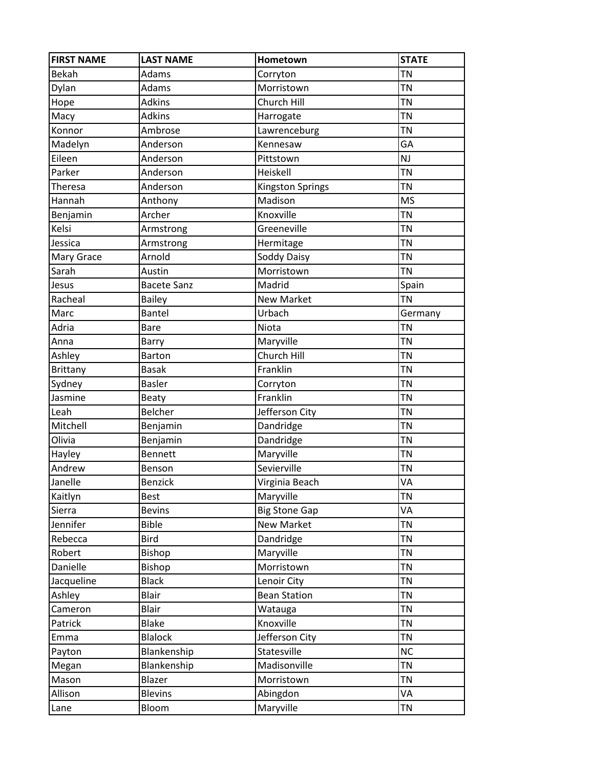| FIRST NAME | LAST NAME | Hometown | STATE |
| --- | --- | --- | --- |
| Bekah | Adams | Corryton | TN |
| Dylan | Adams | Morristown | TN |
| Hope | Adkins | Church Hill | TN |
| Macy | Adkins | Harrogate | TN |
| Konnor | Ambrose | Lawrenceburg | TN |
| Madelyn | Anderson | Kennesaw | GA |
| Eileen | Anderson | Pittstown | NJ |
| Parker | Anderson | Heiskell | TN |
| Theresa | Anderson | Kingston Springs | TN |
| Hannah | Anthony | Madison | MS |
| Benjamin | Archer | Knoxville | TN |
| Kelsi | Armstrong | Greeneville | TN |
| Jessica | Armstrong | Hermitage | TN |
| Mary Grace | Arnold | Soddy Daisy | TN |
| Sarah | Austin | Morristown | TN |
| Jesus | Bacete Sanz | Madrid | Spain |
| Racheal | Bailey | New Market | TN |
| Marc | Bantel | Urbach | Germany |
| Adria | Bare | Niota | TN |
| Anna | Barry | Maryville | TN |
| Ashley | Barton | Church Hill | TN |
| Brittany | Basak | Franklin | TN |
| Sydney | Basler | Corryton | TN |
| Jasmine | Beaty | Franklin | TN |
| Leah | Belcher | Jefferson City | TN |
| Mitchell | Benjamin | Dandridge | TN |
| Olivia | Benjamin | Dandridge | TN |
| Hayley | Bennett | Maryville | TN |
| Andrew | Benson | Sevierville | TN |
| Janelle | Benzick | Virginia Beach | VA |
| Kaitlyn | Best | Maryville | TN |
| Sierra | Bevins | Big Stone Gap | VA |
| Jennifer | Bible | New Market | TN |
| Rebecca | Bird | Dandridge | TN |
| Robert | Bishop | Maryville | TN |
| Danielle | Bishop | Morristown | TN |
| Jacqueline | Black | Lenoir City | TN |
| Ashley | Blair | Bean Station | TN |
| Cameron | Blair | Watauga | TN |
| Patrick | Blake | Knoxville | TN |
| Emma | Blalock | Jefferson City | TN |
| Payton | Blankenship | Statesville | NC |
| Megan | Blankenship | Madisonville | TN |
| Mason | Blazer | Morristown | TN |
| Allison | Blevins | Abingdon | VA |
| Lane | Bloom | Maryville | TN |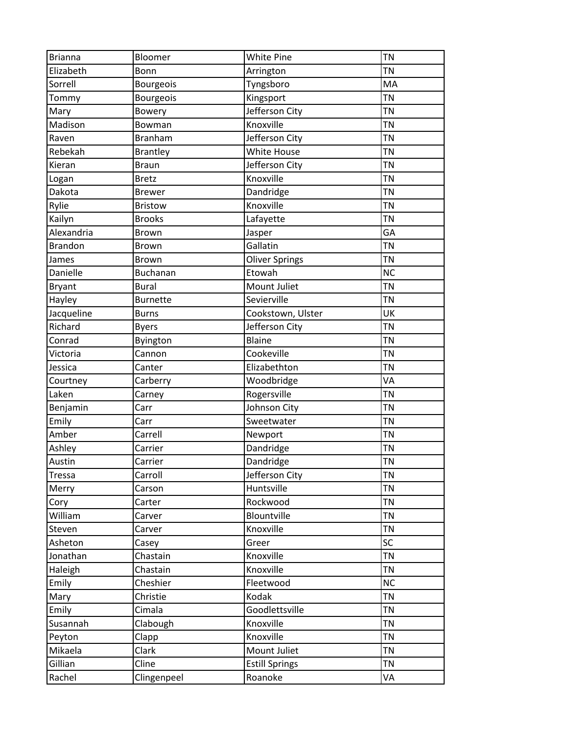| Brianna | Bloomer | White Pine | TN |
|---|---|---|---|
| Elizabeth | Bonn | Arrington | TN |
| Sorrell | Bourgeois | Tyngsboro | MA |
| Tommy | Bourgeois | Kingsport | TN |
| Mary | Bowery | Jefferson City | TN |
| Madison | Bowman | Knoxville | TN |
| Raven | Branham | Jefferson City | TN |
| Rebekah | Brantley | White House | TN |
| Kieran | Braun | Jefferson City | TN |
| Logan | Bretz | Knoxville | TN |
| Dakota | Brewer | Dandridge | TN |
| Rylie | Bristow | Knoxville | TN |
| Kailyn | Brooks | Lafayette | TN |
| Alexandria | Brown | Jasper | GA |
| Brandon | Brown | Gallatin | TN |
| James | Brown | Oliver Springs | TN |
| Danielle | Buchanan | Etowah | NC |
| Bryant | Bural | Mount Juliet | TN |
| Hayley | Burnette | Sevierville | TN |
| Jacqueline | Burns | Cookstown, Ulster | UK |
| Richard | Byers | Jefferson City | TN |
| Conrad | Byington | Blaine | TN |
| Victoria | Cannon | Cookeville | TN |
| Jessica | Canter | Elizabethton | TN |
| Courtney | Carberry | Woodbridge | VA |
| Laken | Carney | Rogersville | TN |
| Benjamin | Carr | Johnson City | TN |
| Emily | Carr | Sweetwater | TN |
| Amber | Carrell | Newport | TN |
| Ashley | Carrier | Dandridge | TN |
| Austin | Carrier | Dandridge | TN |
| Tressa | Carroll | Jefferson City | TN |
| Merry | Carson | Huntsville | TN |
| Cory | Carter | Rockwood | TN |
| William | Carver | Blountville | TN |
| Steven | Carver | Knoxville | TN |
| Asheton | Casey | Greer | SC |
| Jonathan | Chastain | Knoxville | TN |
| Haleigh | Chastain | Knoxville | TN |
| Emily | Cheshier | Fleetwood | NC |
| Mary | Christie | Kodak | TN |
| Emily | Cimala | Goodlettsville | TN |
| Susannah | Clabough | Knoxville | TN |
| Peyton | Clapp | Knoxville | TN |
| Mikaela | Clark | Mount Juliet | TN |
| Gillian | Cline | Estill Springs | TN |
| Rachel | Clingenpeel | Roanoke | VA |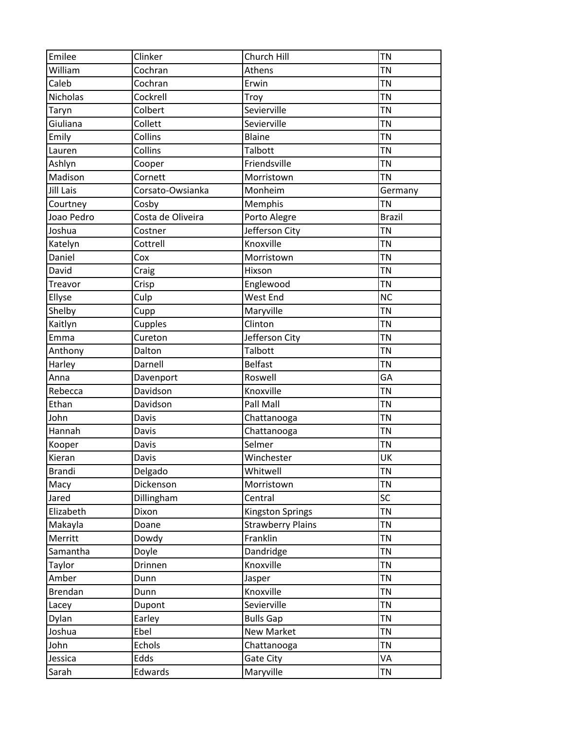| | | | |
|---|---|---|---|
| Emilee | Clinker | Church Hill | TN |
| William | Cochran | Athens | TN |
| Caleb | Cochran | Erwin | TN |
| Nicholas | Cockrell | Troy | TN |
| Taryn | Colbert | Sevierville | TN |
| Giuliana | Collett | Sevierville | TN |
| Emily | Collins | Blaine | TN |
| Lauren | Collins | Talbott | TN |
| Ashlyn | Cooper | Friendsville | TN |
| Madison | Cornett | Morristown | TN |
| Jill Lais | Corsato-Owsianka | Monheim | Germany |
| Courtney | Cosby | Memphis | TN |
| Joao Pedro | Costa de Oliveira | Porto Alegre | Brazil |
| Joshua | Costner | Jefferson City | TN |
| Katelyn | Cottrell | Knoxville | TN |
| Daniel | Cox | Morristown | TN |
| David | Craig | Hixson | TN |
| Treavor | Crisp | Englewood | TN |
| Ellyse | Culp | West End | NC |
| Shelby | Cupp | Maryville | TN |
| Kaitlyn | Cupples | Clinton | TN |
| Emma | Cureton | Jefferson City | TN |
| Anthony | Dalton | Talbott | TN |
| Harley | Darnell | Belfast | TN |
| Anna | Davenport | Roswell | GA |
| Rebecca | Davidson | Knoxville | TN |
| Ethan | Davidson | Pall Mall | TN |
| John | Davis | Chattanooga | TN |
| Hannah | Davis | Chattanooga | TN |
| Kooper | Davis | Selmer | TN |
| Kieran | Davis | Winchester | UK |
| Brandi | Delgado | Whitwell | TN |
| Macy | Dickenson | Morristown | TN |
| Jared | Dillingham | Central | SC |
| Elizabeth | Dixon | Kingston Springs | TN |
| Makayla | Doane | Strawberry Plains | TN |
| Merritt | Dowdy | Franklin | TN |
| Samantha | Doyle | Dandridge | TN |
| Taylor | Drinnen | Knoxville | TN |
| Amber | Dunn | Jasper | TN |
| Brendan | Dunn | Knoxville | TN |
| Lacey | Dupont | Sevierville | TN |
| Dylan | Earley | Bulls Gap | TN |
| Joshua | Ebel | New Market | TN |
| John | Echols | Chattanooga | TN |
| Jessica | Edds | Gate City | VA |
| Sarah | Edwards | Maryville | TN |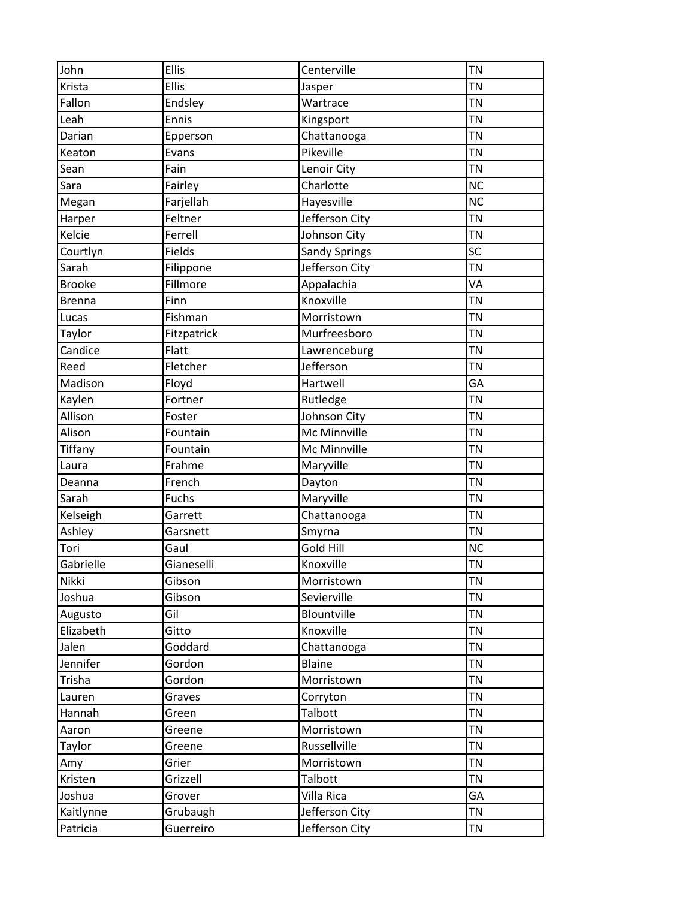| John | Ellis | Centerville | TN |
|---|---|---|---|
| Krista | Ellis | Jasper | TN |
| Fallon | Endsley | Wartrace | TN |
| Leah | Ennis | Kingsport | TN |
| Darian | Epperson | Chattanooga | TN |
| Keaton | Evans | Pikeville | TN |
| Sean | Fain | Lenoir City | TN |
| Sara | Fairley | Charlotte | NC |
| Megan | Farjellah | Hayesville | NC |
| Harper | Feltner | Jefferson City | TN |
| Kelcie | Ferrell | Johnson City | TN |
| Courtlyn | Fields | Sandy Springs | SC |
| Sarah | Filippone | Jefferson City | TN |
| Brooke | Fillmore | Appalachia | VA |
| Brenna | Finn | Knoxville | TN |
| Lucas | Fishman | Morristown | TN |
| Taylor | Fitzpatrick | Murfreesboro | TN |
| Candice | Flatt | Lawrenceburg | TN |
| Reed | Fletcher | Jefferson | TN |
| Madison | Floyd | Hartwell | GA |
| Kaylen | Fortner | Rutledge | TN |
| Allison | Foster | Johnson City | TN |
| Alison | Fountain | Mc Minnville | TN |
| Tiffany | Fountain | Mc Minnville | TN |
| Laura | Frahme | Maryville | TN |
| Deanna | French | Dayton | TN |
| Sarah | Fuchs | Maryville | TN |
| Kelseigh | Garrett | Chattanooga | TN |
| Ashley | Garsnett | Smyrna | TN |
| Tori | Gaul | Gold Hill | NC |
| Gabrielle | Gianeselli | Knoxville | TN |
| Nikki | Gibson | Morristown | TN |
| Joshua | Gibson | Sevierville | TN |
| Augusto | Gil | Blountville | TN |
| Elizabeth | Gitto | Knoxville | TN |
| Jalen | Goddard | Chattanooga | TN |
| Jennifer | Gordon | Blaine | TN |
| Trisha | Gordon | Morristown | TN |
| Lauren | Graves | Corryton | TN |
| Hannah | Green | Talbott | TN |
| Aaron | Greene | Morristown | TN |
| Taylor | Greene | Russellville | TN |
| Amy | Grier | Morristown | TN |
| Kristen | Grizzell | Talbott | TN |
| Joshua | Grover | Villa Rica | GA |
| Kaitlynne | Grubaugh | Jefferson City | TN |
| Patricia | Guerreiro | Jefferson City | TN |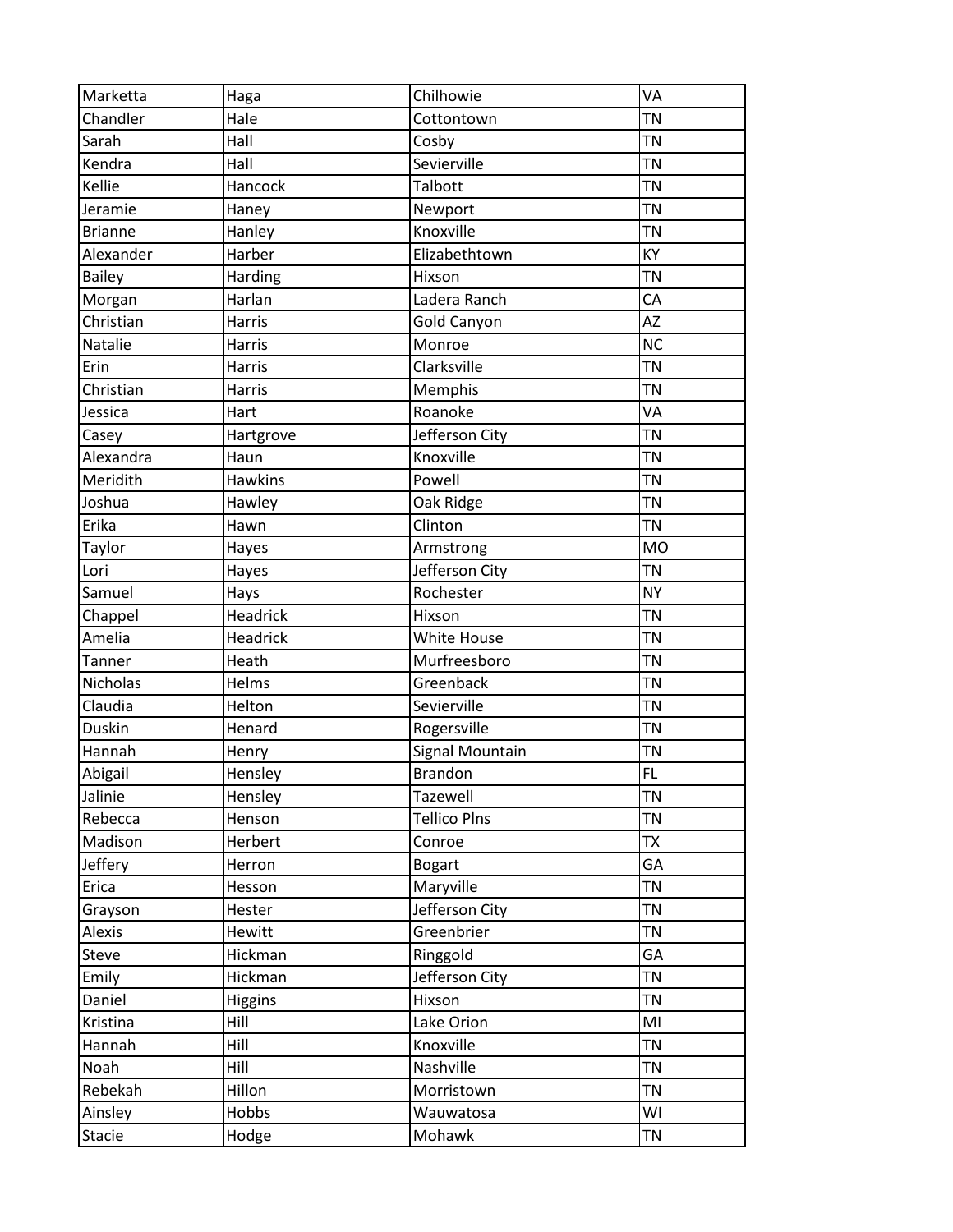| Marketta | Haga | Chilhowie | VA |
|---|---|---|---|
| Chandler | Hale | Cottontown | TN |
| Sarah | Hall | Cosby | TN |
| Kendra | Hall | Sevierville | TN |
| Kellie | Hancock | Talbott | TN |
| Jeramie | Haney | Newport | TN |
| Brianne | Hanley | Knoxville | TN |
| Alexander | Harber | Elizabethtown | KY |
| Bailey | Harding | Hixson | TN |
| Morgan | Harlan | Ladera Ranch | CA |
| Christian | Harris | Gold Canyon | AZ |
| Natalie | Harris | Monroe | NC |
| Erin | Harris | Clarksville | TN |
| Christian | Harris | Memphis | TN |
| Jessica | Hart | Roanoke | VA |
| Casey | Hartgrove | Jefferson City | TN |
| Alexandra | Haun | Knoxville | TN |
| Meridith | Hawkins | Powell | TN |
| Joshua | Hawley | Oak Ridge | TN |
| Erika | Hawn | Clinton | TN |
| Taylor | Hayes | Armstrong | MO |
| Lori | Hayes | Jefferson City | TN |
| Samuel | Hays | Rochester | NY |
| Chappel | Headrick | Hixson | TN |
| Amelia | Headrick | White House | TN |
| Tanner | Heath | Murfreesboro | TN |
| Nicholas | Helms | Greenback | TN |
| Claudia | Helton | Sevierville | TN |
| Duskin | Henard | Rogersville | TN |
| Hannah | Henry | Signal Mountain | TN |
| Abigail | Hensley | Brandon | FL |
| Jalinie | Hensley | Tazewell | TN |
| Rebecca | Henson | Tellico Plns | TN |
| Madison | Herbert | Conroe | TX |
| Jeffery | Herron | Bogart | GA |
| Erica | Hesson | Maryville | TN |
| Grayson | Hester | Jefferson City | TN |
| Alexis | Hewitt | Greenbrier | TN |
| Steve | Hickman | Ringgold | GA |
| Emily | Hickman | Jefferson City | TN |
| Daniel | Higgins | Hixson | TN |
| Kristina | Hill | Lake Orion | MI |
| Hannah | Hill | Knoxville | TN |
| Noah | Hill | Nashville | TN |
| Rebekah | Hillon | Morristown | TN |
| Ainsley | Hobbs | Wauwatosa | WI |
| Stacie | Hodge | Mohawk | TN |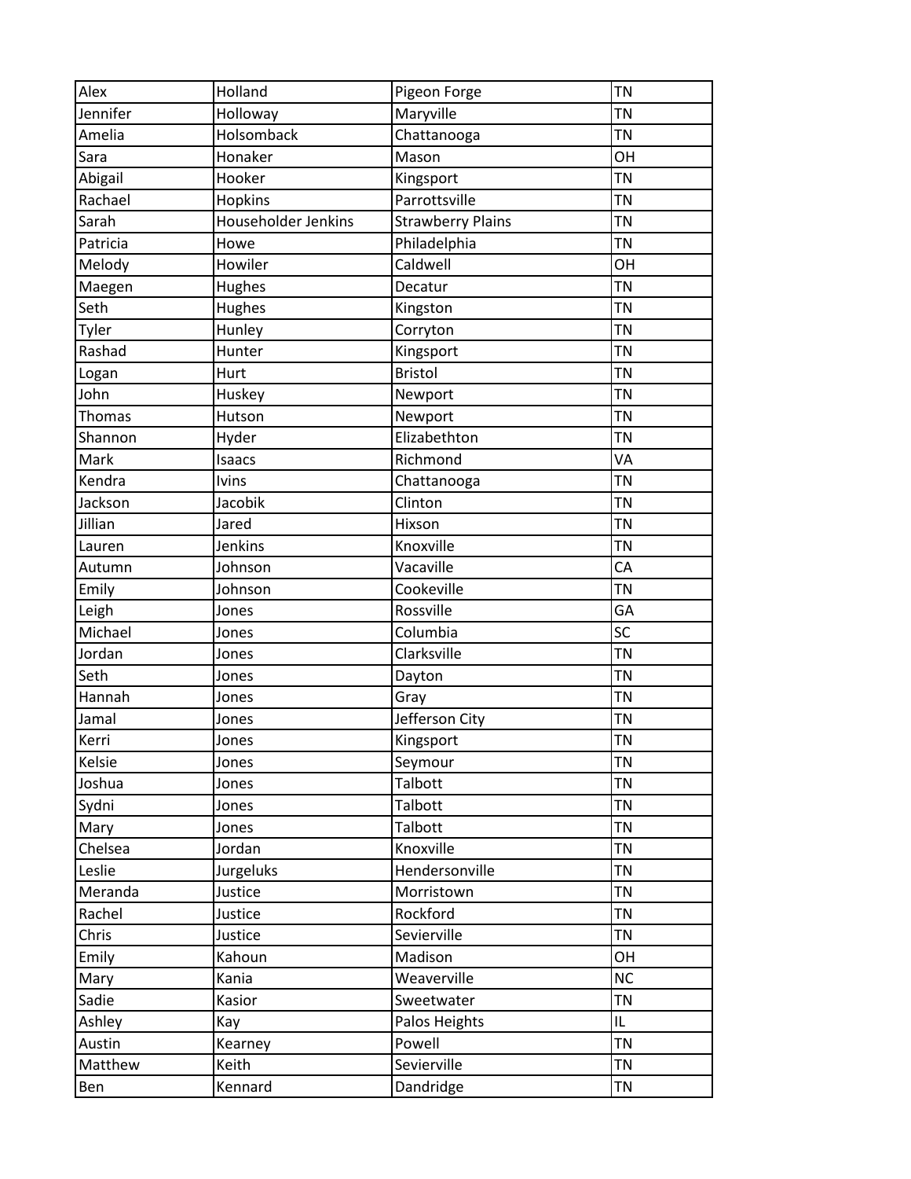| | | | |
|---|---|---|---|
| Alex | Holland | Pigeon Forge | TN |
| Jennifer | Holloway | Maryville | TN |
| Amelia | Holsomback | Chattanooga | TN |
| Sara | Honaker | Mason | OH |
| Abigail | Hooker | Kingsport | TN |
| Rachael | Hopkins | Parrottsville | TN |
| Sarah | Householder Jenkins | Strawberry Plains | TN |
| Patricia | Howe | Philadelphia | TN |
| Melody | Howiler | Caldwell | OH |
| Maegen | Hughes | Decatur | TN |
| Seth | Hughes | Kingston | TN |
| Tyler | Hunley | Corryton | TN |
| Rashad | Hunter | Kingsport | TN |
| Logan | Hurt | Bristol | TN |
| John | Huskey | Newport | TN |
| Thomas | Hutson | Newport | TN |
| Shannon | Hyder | Elizabethton | TN |
| Mark | Isaacs | Richmond | VA |
| Kendra | Ivins | Chattanooga | TN |
| Jackson | Jacobik | Clinton | TN |
| Jillian | Jared | Hixson | TN |
| Lauren | Jenkins | Knoxville | TN |
| Autumn | Johnson | Vacaville | CA |
| Emily | Johnson | Cookeville | TN |
| Leigh | Jones | Rossville | GA |
| Michael | Jones | Columbia | SC |
| Jordan | Jones | Clarksville | TN |
| Seth | Jones | Dayton | TN |
| Hannah | Jones | Gray | TN |
| Jamal | Jones | Jefferson City | TN |
| Kerri | Jones | Kingsport | TN |
| Kelsie | Jones | Seymour | TN |
| Joshua | Jones | Talbott | TN |
| Sydni | Jones | Talbott | TN |
| Mary | Jones | Talbott | TN |
| Chelsea | Jordan | Knoxville | TN |
| Leslie | Jurgeluks | Hendersonville | TN |
| Meranda | Justice | Morristown | TN |
| Rachel | Justice | Rockford | TN |
| Chris | Justice | Sevierville | TN |
| Emily | Kahoun | Madison | OH |
| Mary | Kania | Weaverville | NC |
| Sadie | Kasior | Sweetwater | TN |
| Ashley | Kay | Palos Heights | IL |
| Austin | Kearney | Powell | TN |
| Matthew | Keith | Sevierville | TN |
| Ben | Kennard | Dandridge | TN |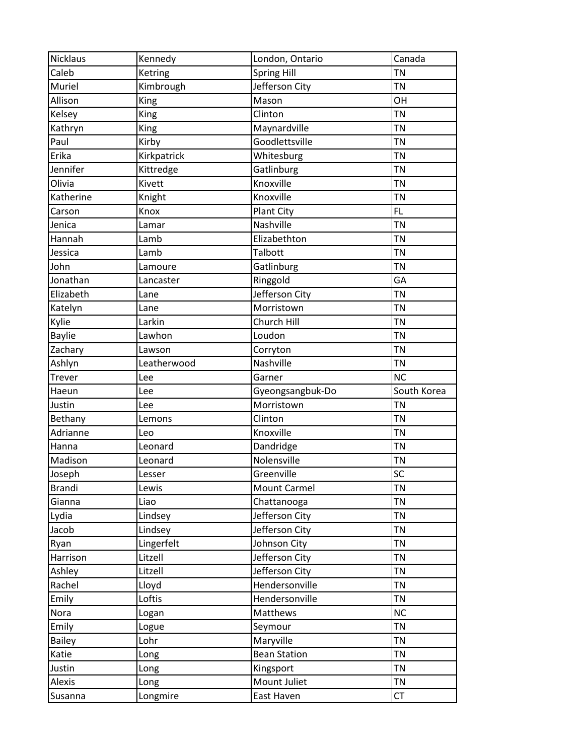| Nicklaus | Kennedy | London, Ontario | Canada |
|---|---|---|---|
| Caleb | Ketring | Spring Hill | TN |
| Muriel | Kimbrough | Jefferson City | TN |
| Allison | King | Mason | OH |
| Kelsey | King | Clinton | TN |
| Kathryn | King | Maynardville | TN |
| Paul | Kirby | Goodlettsville | TN |
| Erika | Kirkpatrick | Whitesburg | TN |
| Jennifer | Kittredge | Gatlinburg | TN |
| Olivia | Kivett | Knoxville | TN |
| Katherine | Knight | Knoxville | TN |
| Carson | Knox | Plant City | FL |
| Jenica | Lamar | Nashville | TN |
| Hannah | Lamb | Elizabethton | TN |
| Jessica | Lamb | Talbott | TN |
| John | Lamoure | Gatlinburg | TN |
| Jonathan | Lancaster | Ringgold | GA |
| Elizabeth | Lane | Jefferson City | TN |
| Katelyn | Lane | Morristown | TN |
| Kylie | Larkin | Church Hill | TN |
| Baylie | Lawhon | Loudon | TN |
| Zachary | Lawson | Corryton | TN |
| Ashlyn | Leatherwood | Nashville | TN |
| Trever | Lee | Garner | NC |
| Haeun | Lee | Gyeongsangbuk-Do | South Korea |
| Justin | Lee | Morristown | TN |
| Bethany | Lemons | Clinton | TN |
| Adrianne | Leo | Knoxville | TN |
| Hanna | Leonard | Dandridge | TN |
| Madison | Leonard | Nolensville | TN |
| Joseph | Lesser | Greenville | SC |
| Brandi | Lewis | Mount Carmel | TN |
| Gianna | Liao | Chattanooga | TN |
| Lydia | Lindsey | Jefferson City | TN |
| Jacob | Lindsey | Jefferson City | TN |
| Ryan | Lingerfelt | Johnson City | TN |
| Harrison | Litzell | Jefferson City | TN |
| Ashley | Litzell | Jefferson City | TN |
| Rachel | Lloyd | Hendersonville | TN |
| Emily | Loftis | Hendersonville | TN |
| Nora | Logan | Matthews | NC |
| Emily | Logue | Seymour | TN |
| Bailey | Lohr | Maryville | TN |
| Katie | Long | Bean Station | TN |
| Justin | Long | Kingsport | TN |
| Alexis | Long | Mount Juliet | TN |
| Susanna | Longmire | East Haven | CT |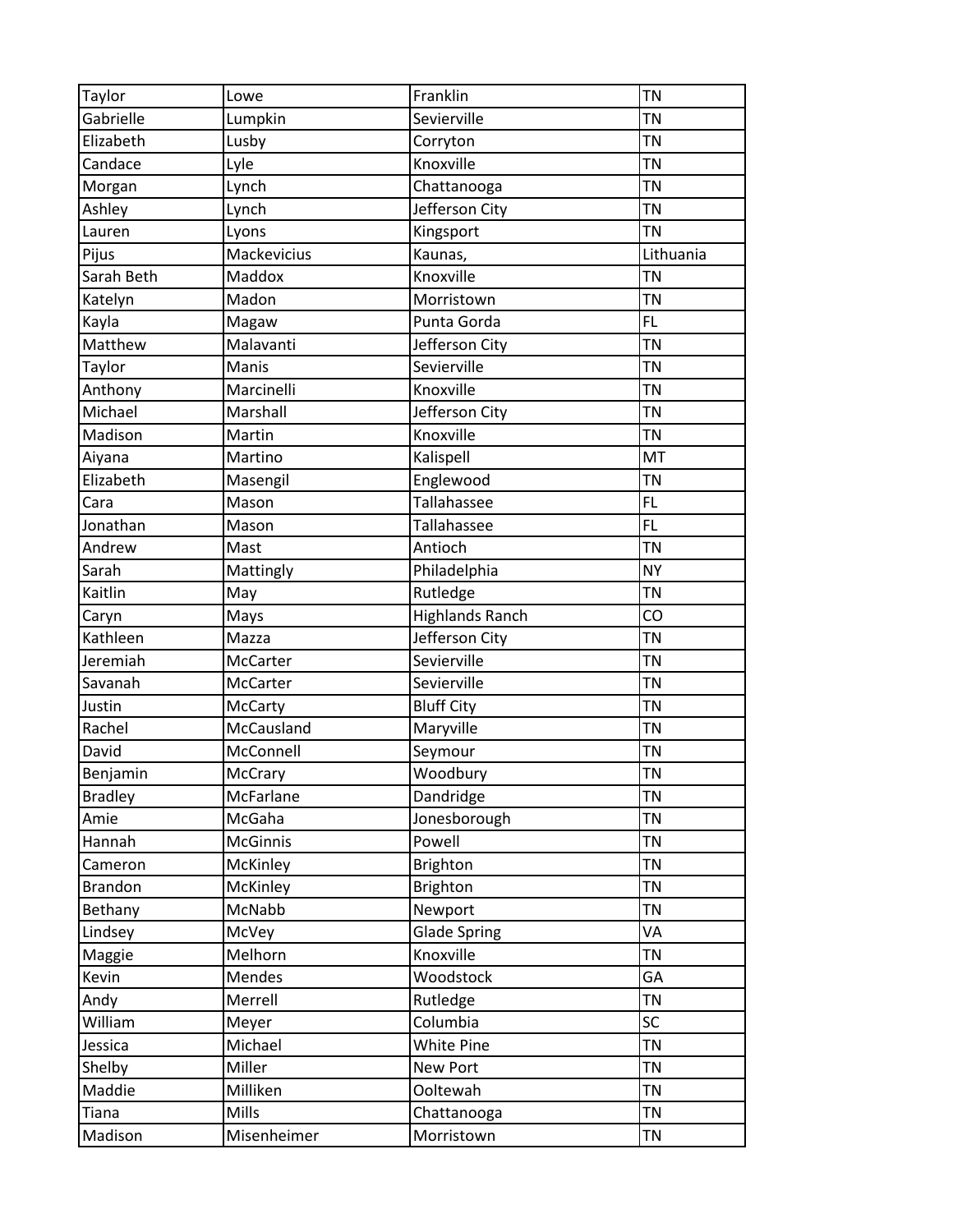| Taylor | Lowe | Franklin | TN |
|---|---|---|---|
| Gabrielle | Lumpkin | Sevierville | TN |
| Elizabeth | Lusby | Corryton | TN |
| Candace | Lyle | Knoxville | TN |
| Morgan | Lynch | Chattanooga | TN |
| Ashley | Lynch | Jefferson City | TN |
| Lauren | Lyons | Kingsport | TN |
| Pijus | Mackevicius | Kaunas, | Lithuania |
| Sarah Beth | Maddox | Knoxville | TN |
| Katelyn | Madon | Morristown | TN |
| Kayla | Magaw | Punta Gorda | FL |
| Matthew | Malavanti | Jefferson City | TN |
| Taylor | Manis | Sevierville | TN |
| Anthony | Marcinelli | Knoxville | TN |
| Michael | Marshall | Jefferson City | TN |
| Madison | Martin | Knoxville | TN |
| Aiyana | Martino | Kalispell | MT |
| Elizabeth | Masengil | Englewood | TN |
| Cara | Mason | Tallahassee | FL |
| Jonathan | Mason | Tallahassee | FL |
| Andrew | Mast | Antioch | TN |
| Sarah | Mattingly | Philadelphia | NY |
| Kaitlin | May | Rutledge | TN |
| Caryn | Mays | Highlands Ranch | CO |
| Kathleen | Mazza | Jefferson City | TN |
| Jeremiah | McCarter | Sevierville | TN |
| Savanah | McCarter | Sevierville | TN |
| Justin | McCarty | Bluff City | TN |
| Rachel | McCausland | Maryville | TN |
| David | McConnell | Seymour | TN |
| Benjamin | McCrary | Woodbury | TN |
| Bradley | McFarlane | Dandridge | TN |
| Amie | McGaha | Jonesborough | TN |
| Hannah | McGinnis | Powell | TN |
| Cameron | McKinley | Brighton | TN |
| Brandon | McKinley | Brighton | TN |
| Bethany | McNabb | Newport | TN |
| Lindsey | McVey | Glade Spring | VA |
| Maggie | Melhorn | Knoxville | TN |
| Kevin | Mendes | Woodstock | GA |
| Andy | Merrell | Rutledge | TN |
| William | Meyer | Columbia | SC |
| Jessica | Michael | White Pine | TN |
| Shelby | Miller | New Port | TN |
| Maddie | Milliken | Ooltewah | TN |
| Tiana | Mills | Chattanooga | TN |
| Madison | Misenheimer | Morristown | TN |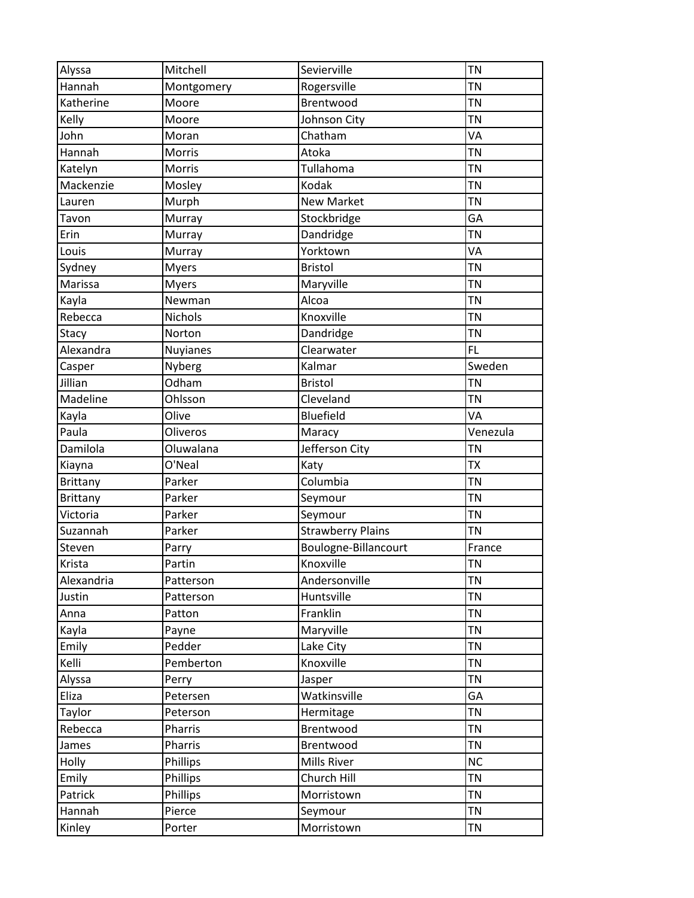| Alyssa | Mitchell | Sevierville | TN |
|---|---|---|---|
| Hannah | Montgomery | Rogersville | TN |
| Katherine | Moore | Brentwood | TN |
| Kelly | Moore | Johnson City | TN |
| John | Moran | Chatham | VA |
| Hannah | Morris | Atoka | TN |
| Katelyn | Morris | Tullahoma | TN |
| Mackenzie | Mosley | Kodak | TN |
| Lauren | Murph | New Market | TN |
| Tavon | Murray | Stockbridge | GA |
| Erin | Murray | Dandridge | TN |
| Louis | Murray | Yorktown | VA |
| Sydney | Myers | Bristol | TN |
| Marissa | Myers | Maryville | TN |
| Kayla | Newman | Alcoa | TN |
| Rebecca | Nichols | Knoxville | TN |
| Stacy | Norton | Dandridge | TN |
| Alexandra | Nuyianes | Clearwater | FL |
| Casper | Nyberg | Kalmar | Sweden |
| Jillian | Odham | Bristol | TN |
| Madeline | Ohlsson | Cleveland | TN |
| Kayla | Olive | Bluefield | VA |
| Paula | Oliveros | Maracy | Venezula |
| Damilola | Oluwalana | Jefferson City | TN |
| Kiayna | O'Neal | Katy | TX |
| Brittany | Parker | Columbia | TN |
| Brittany | Parker | Seymour | TN |
| Victoria | Parker | Seymour | TN |
| Suzannah | Parker | Strawberry Plains | TN |
| Steven | Parry | Boulogne-Billancourt | France |
| Krista | Partin | Knoxville | TN |
| Alexandria | Patterson | Andersonville | TN |
| Justin | Patterson | Huntsville | TN |
| Anna | Patton | Franklin | TN |
| Kayla | Payne | Maryville | TN |
| Emily | Pedder | Lake City | TN |
| Kelli | Pemberton | Knoxville | TN |
| Alyssa | Perry | Jasper | TN |
| Eliza | Petersen | Watkinsville | GA |
| Taylor | Peterson | Hermitage | TN |
| Rebecca | Pharris | Brentwood | TN |
| James | Pharris | Brentwood | TN |
| Holly | Phillips | Mills River | NC |
| Emily | Phillips | Church Hill | TN |
| Patrick | Phillips | Morristown | TN |
| Hannah | Pierce | Seymour | TN |
| Kinley | Porter | Morristown | TN |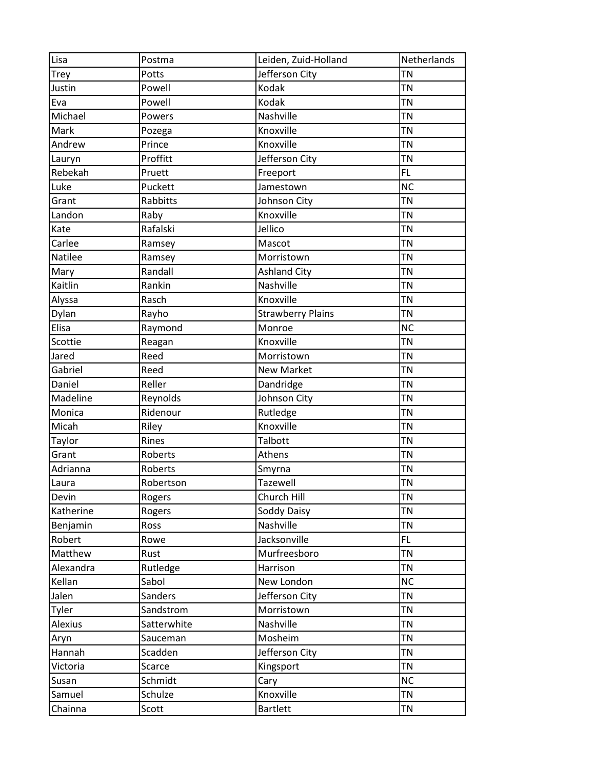| Lisa | Postma | Leiden, Zuid-Holland | Netherlands |
|---|---|---|---|
| Trey | Potts | Jefferson City | TN |
| Justin | Powell | Kodak | TN |
| Eva | Powell | Kodak | TN |
| Michael | Powers | Nashville | TN |
| Mark | Pozega | Knoxville | TN |
| Andrew | Prince | Knoxville | TN |
| Lauryn | Proffitt | Jefferson City | TN |
| Rebekah | Pruett | Freeport | FL |
| Luke | Puckett | Jamestown | NC |
| Grant | Rabbitts | Johnson City | TN |
| Landon | Raby | Knoxville | TN |
| Kate | Rafalski | Jellico | TN |
| Carlee | Ramsey | Mascot | TN |
| Natilee | Ramsey | Morristown | TN |
| Mary | Randall | Ashland City | TN |
| Kaitlin | Rankin | Nashville | TN |
| Alyssa | Rasch | Knoxville | TN |
| Dylan | Rayho | Strawberry Plains | TN |
| Elisa | Raymond | Monroe | NC |
| Scottie | Reagan | Knoxville | TN |
| Jared | Reed | Morristown | TN |
| Gabriel | Reed | New Market | TN |
| Daniel | Reller | Dandridge | TN |
| Madeline | Reynolds | Johnson City | TN |
| Monica | Ridenour | Rutledge | TN |
| Micah | Riley | Knoxville | TN |
| Taylor | Rines | Talbott | TN |
| Grant | Roberts | Athens | TN |
| Adrianna | Roberts | Smyrna | TN |
| Laura | Robertson | Tazewell | TN |
| Devin | Rogers | Church Hill | TN |
| Katherine | Rogers | Soddy Daisy | TN |
| Benjamin | Ross | Nashville | TN |
| Robert | Rowe | Jacksonville | FL |
| Matthew | Rust | Murfreesboro | TN |
| Alexandra | Rutledge | Harrison | TN |
| Kellan | Sabol | New London | NC |
| Jalen | Sanders | Jefferson City | TN |
| Tyler | Sandstrom | Morristown | TN |
| Alexius | Satterwhite | Nashville | TN |
| Aryn | Sauceman | Mosheim | TN |
| Hannah | Scadden | Jefferson City | TN |
| Victoria | Scarce | Kingsport | TN |
| Susan | Schmidt | Cary | NC |
| Samuel | Schulze | Knoxville | TN |
| Chainna | Scott | Bartlett | TN |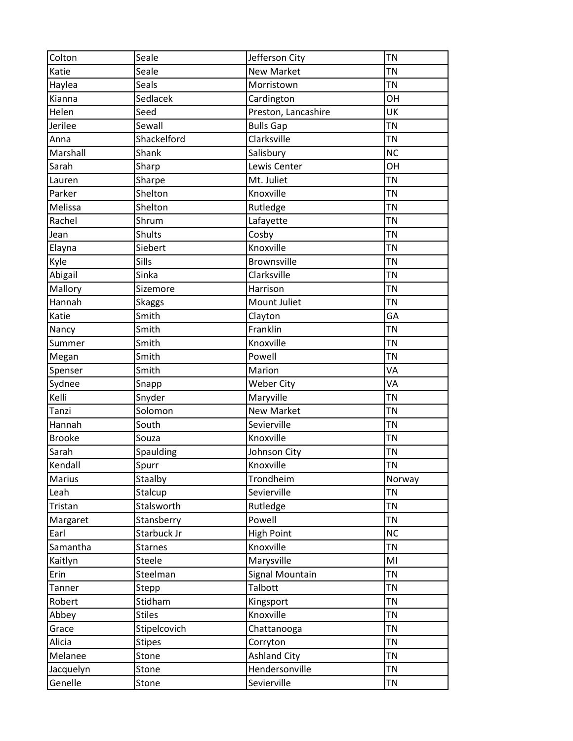| Colton | Seale | Jefferson City | TN |
|---|---|---|---|
| Katie | Seale | New Market | TN |
| Haylea | Seals | Morristown | TN |
| Kianna | Sedlacek | Cardington | OH |
| Helen | Seed | Preston, Lancashire | UK |
| Jerilee | Sewall | Bulls Gap | TN |
| Anna | Shackelford | Clarksville | TN |
| Marshall | Shank | Salisbury | NC |
| Sarah | Sharp | Lewis Center | OH |
| Lauren | Sharpe | Mt. Juliet | TN |
| Parker | Shelton | Knoxville | TN |
| Melissa | Shelton | Rutledge | TN |
| Rachel | Shrum | Lafayette | TN |
| Jean | Shults | Cosby | TN |
| Elayna | Siebert | Knoxville | TN |
| Kyle | Sills | Brownsville | TN |
| Abigail | Sinka | Clarksville | TN |
| Mallory | Sizemore | Harrison | TN |
| Hannah | Skaggs | Mount Juliet | TN |
| Katie | Smith | Clayton | GA |
| Nancy | Smith | Franklin | TN |
| Summer | Smith | Knoxville | TN |
| Megan | Smith | Powell | TN |
| Spenser | Smith | Marion | VA |
| Sydnee | Snapp | Weber City | VA |
| Kelli | Snyder | Maryville | TN |
| Tanzi | Solomon | New Market | TN |
| Hannah | South | Sevierville | TN |
| Brooke | Souza | Knoxville | TN |
| Sarah | Spaulding | Johnson City | TN |
| Kendall | Spurr | Knoxville | TN |
| Marius | Staalby | Trondheim | Norway |
| Leah | Stalcup | Sevierville | TN |
| Tristan | Stalsworth | Rutledge | TN |
| Margaret | Stansberry | Powell | TN |
| Earl | Starbuck Jr | High Point | NC |
| Samantha | Starnes | Knoxville | TN |
| Kaitlyn | Steele | Marysville | MI |
| Erin | Steelman | Signal Mountain | TN |
| Tanner | Stepp | Talbott | TN |
| Robert | Stidham | Kingsport | TN |
| Abbey | Stiles | Knoxville | TN |
| Grace | Stipelcovich | Chattanooga | TN |
| Alicia | Stipes | Corryton | TN |
| Melanee | Stone | Ashland City | TN |
| Jacquelyn | Stone | Hendersonville | TN |
| Genelle | Stone | Sevierville | TN |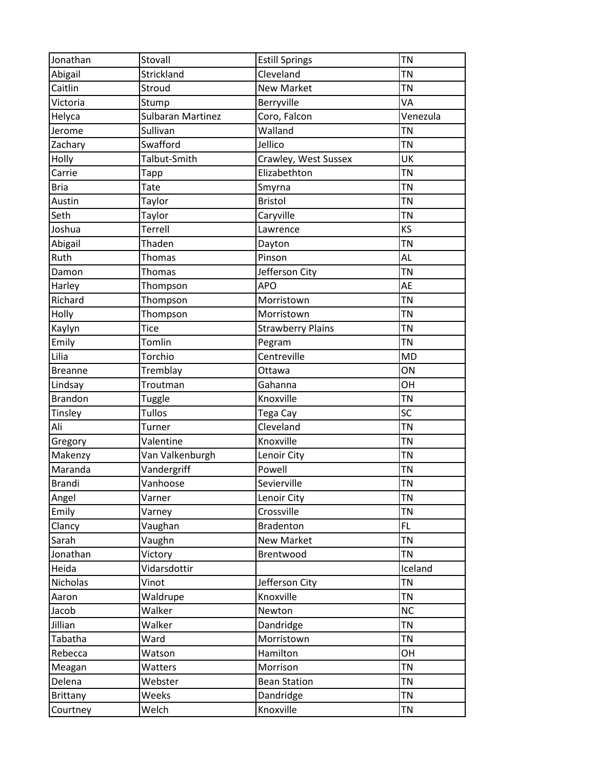| Jonathan | Stovall | Estill Springs | TN |
|---|---|---|---|
| Abigail | Strickland | Cleveland | TN |
| Caitlin | Stroud | New Market | TN |
| Victoria | Stump | Berryville | VA |
| Helyca | Sulbaran Martinez | Coro, Falcon | Venezula |
| Jerome | Sullivan | Walland | TN |
| Zachary | Swafford | Jellico | TN |
| Holly | Talbut-Smith | Crawley, West Sussex | UK |
| Carrie | Tapp | Elizabethton | TN |
| Bria | Tate | Smyrna | TN |
| Austin | Taylor | Bristol | TN |
| Seth | Taylor | Caryville | TN |
| Joshua | Terrell | Lawrence | KS |
| Abigail | Thaden | Dayton | TN |
| Ruth | Thomas | Pinson | AL |
| Damon | Thomas | Jefferson City | TN |
| Harley | Thompson | APO | AE |
| Richard | Thompson | Morristown | TN |
| Holly | Thompson | Morristown | TN |
| Kaylyn | Tice | Strawberry Plains | TN |
| Emily | Tomlin | Pegram | TN |
| Lilia | Torchio | Centreville | MD |
| Breanne | Tremblay | Ottawa | ON |
| Lindsay | Troutman | Gahanna | OH |
| Brandon | Tuggle | Knoxville | TN |
| Tinsley | Tullos | Tega Cay | SC |
| Ali | Turner | Cleveland | TN |
| Gregory | Valentine | Knoxville | TN |
| Makenzy | Van Valkenburgh | Lenoir City | TN |
| Maranda | Vandergriff | Powell | TN |
| Brandi | Vanhoose | Sevierville | TN |
| Angel | Varner | Lenoir City | TN |
| Emily | Varney | Crossville | TN |
| Clancy | Vaughan | Bradenton | FL |
| Sarah | Vaughn | New Market | TN |
| Jonathan | Victory | Brentwood | TN |
| Heida | Vidarsdottir | | Iceland |
| Nicholas | Vinot | Jefferson City | TN |
| Aaron | Waldrupe | Knoxville | TN |
| Jacob | Walker | Newton | NC |
| Jillian | Walker | Dandridge | TN |
| Tabatha | Ward | Morristown | TN |
| Rebecca | Watson | Hamilton | OH |
| Meagan | Watters | Morrison | TN |
| Delena | Webster | Bean Station | TN |
| Brittany | Weeks | Dandridge | TN |
| Courtney | Welch | Knoxville | TN |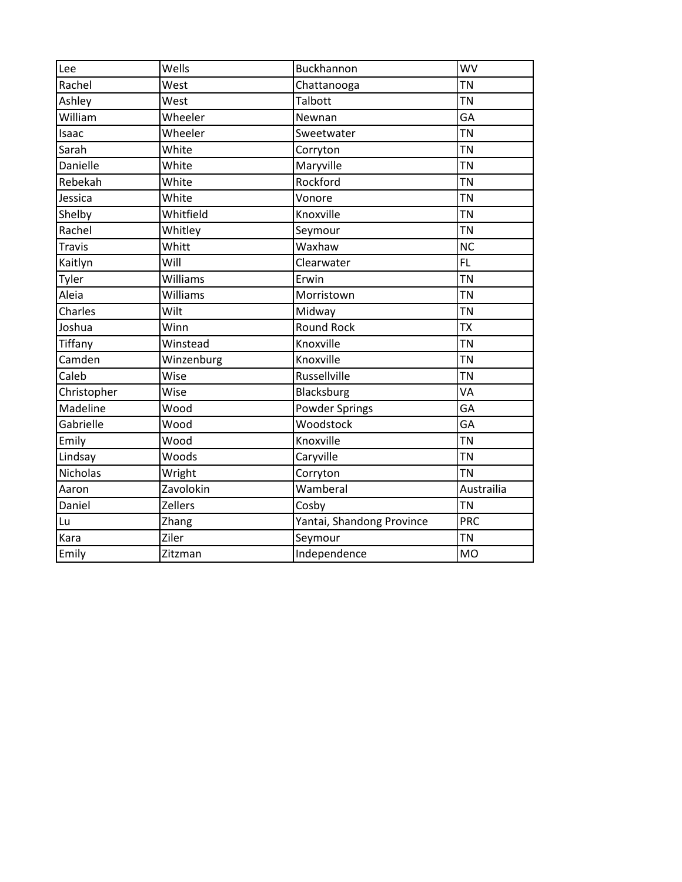| | | | |
|---|---|---|---|
| Lee | Wells | Buckhannon | WV |
| Rachel | West | Chattanooga | TN |
| Ashley | West | Talbott | TN |
| William | Wheeler | Newnan | GA |
| Isaac | Wheeler | Sweetwater | TN |
| Sarah | White | Corryton | TN |
| Danielle | White | Maryville | TN |
| Rebekah | White | Rockford | TN |
| Jessica | White | Vonore | TN |
| Shelby | Whitfield | Knoxville | TN |
| Rachel | Whitley | Seymour | TN |
| Travis | Whitt | Waxhaw | NC |
| Kaitlyn | Will | Clearwater | FL |
| Tyler | Williams | Erwin | TN |
| Aleia | Williams | Morristown | TN |
| Charles | Wilt | Midway | TN |
| Joshua | Winn | Round Rock | TX |
| Tiffany | Winstead | Knoxville | TN |
| Camden | Winzenburg | Knoxville | TN |
| Caleb | Wise | Russellville | TN |
| Christopher | Wise | Blacksburg | VA |
| Madeline | Wood | Powder Springs | GA |
| Gabrielle | Wood | Woodstock | GA |
| Emily | Wood | Knoxville | TN |
| Lindsay | Woods | Caryville | TN |
| Nicholas | Wright | Corryton | TN |
| Aaron | Zavolokin | Wamberal | Austrailia |
| Daniel | Zellers | Cosby | TN |
| Lu | Zhang | Yantai, Shandong Province | PRC |
| Kara | Ziler | Seymour | TN |
| Emily | Zitzman | Independence | MO |